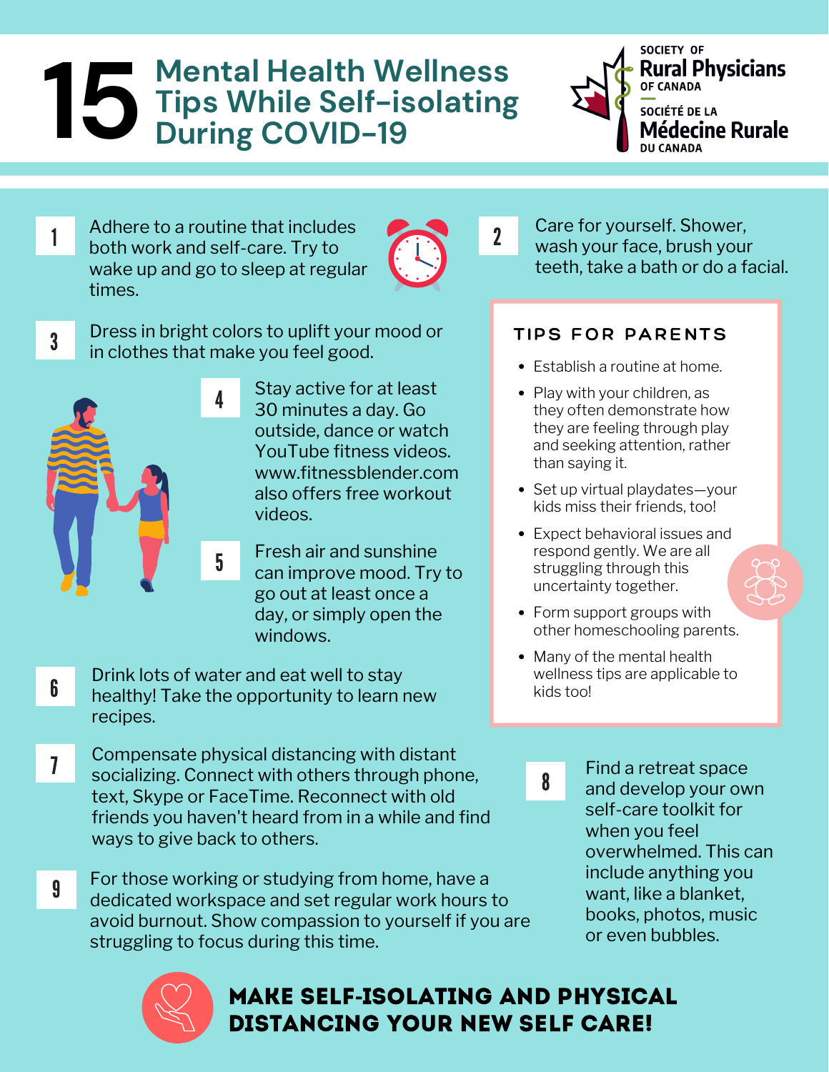# 15 Mental Health Wellness Tips While Self-isolating During COVID-19

SOCIETY OF **Rural Physicians** OF CANADA

SOCIÉTÉ DE LA **Médecine Rurale** DU CANADA

1. Adhere to a routine that includes both work and self-care. Try to wake up and go to sleep at regular times.

2. Care for yourself. Shower, wash your face, brush your teeth, take a bath or do a facial.

3. Dress in bright colors to uplift your mood or in clothes that make you feel good.

4. Stay active for at least 30 minutes a day. Go outside, dance or watch YouTube fitness videos. www.fitnessblender.com also offers free workout videos.

5. Fresh air and sunshine can improve mood. Try to go out at least once a day, or simply open the windows.

6. Drink lots of water and eat well to stay healthy! Take the opportunity to learn new recipes.

7. Compensate physical distancing with distant socializing. Connect with others through phone, text, Skype or FaceTime. Reconnect with old friends you haven't heard from in a while and find ways to give back to others.

8. Find a retreat space and develop your own self-care toolkit for when you feel overwhelmed. This can include anything you want, like a blanket, books, photos, music or even bubbles.

9. For those working or studying from home, have a dedicated workspace and set regular work hours to avoid burnout. Show compassion to yourself if you are struggling to focus during this time.

## TIPS FOR PARENTS

- Establish a routine at home.
- Play with your children, as they often demonstrate how they are feeling through play and seeking attention, rather than saying it.
- Set up virtual playdates—your kids miss their friends, too!
- Expect behavioral issues and respond gently. We are all struggling through this uncertainty together.
- Form support groups with other homeschooling parents.
- Many of the mental health wellness tips are applicable to kids too!

**MAKE SELF-ISOLATING AND PHYSICAL DISTANCING YOUR NEW SELF CARE!**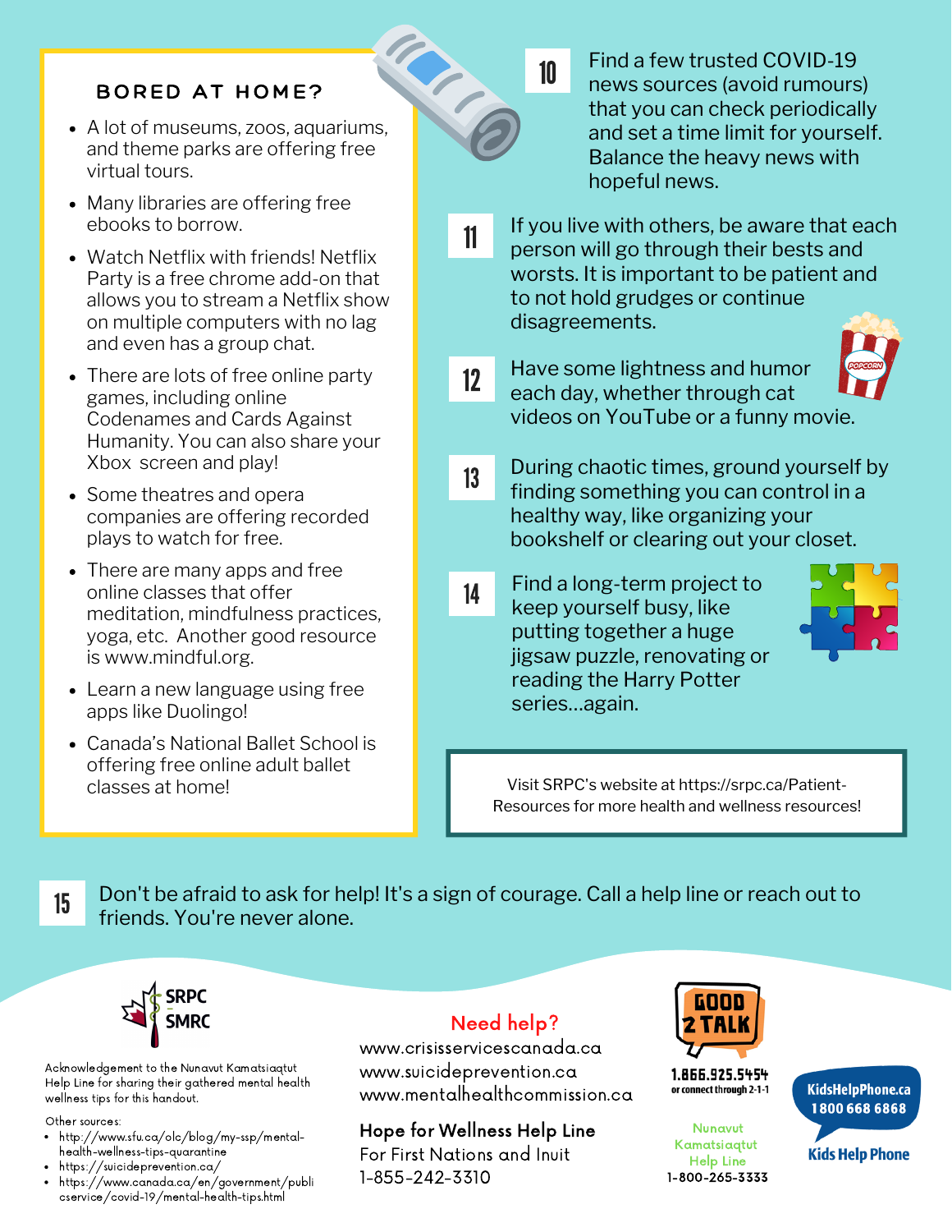## BORED AT HOME?

- A lot of museums, zoos, aquariums, and theme parks are offering free virtual tours.
- Many libraries are offering free ebooks to borrow.
- Watch Netflix with friends! Netflix Party is a free chrome add-on that allows you to stream a Netflix show on multiple computers with no lag and even has a group chat.
- There are lots of free online party games, including online Codenames and Cards Against Humanity. You can also share your Xbox screen and play!
- Some theatres and opera companies are offering recorded plays to watch for free.
- There are many apps and free online classes that offer meditation, mindfulness practices, yoga, etc. Another good resource is www.mindful.org.
- Learn a new language using free apps like Duolingo!
- Canada's National Ballet School is offering free online adult ballet classes at home!

**10** Find a few trusted COVID-19 news sources (avoid rumours) that you can check periodically and set a time limit for yourself. Balance the heavy news with hopeful news.

**11** If you live with others, be aware that each person will go through their bests and worsts. It is important to be patient and to not hold grudges or continue disagreements.

**12** Have some lightness and humor each day, whether through cat videos on YouTube or a funny movie.

**13** During chaotic times, ground yourself by finding something you can control in a healthy way, like organizing your bookshelf or clearing out your closet.

**14** Find a long-term project to keep yourself busy, like putting together a huge jigsaw puzzle, renovating or reading the Harry Potter series...again.

Visit SRPC's website at https://srpc.ca/Patient-Resources for more health and wellness resources!

**15** Don't be afraid to ask for help! It's a sign of courage. Call a help line or reach out to friends. You're never alone.

SRPC SMRC

Acknowledgement to the Nunavut Kamatsiaqtut Help Line for sharing their gathered mental health wellness tips for this handout.

Other sources:

- http://www.sfu.ca/olc/blog/my-ssp/mental-health-wellness-tips-quarantine
- https://suicideprevention.ca/
- https://www.canada.ca/en/government/publicservice/covid-19/mental-health-tips.html

### Need help?

www.crisisservicescanada.ca
www.suicideprevention.ca
www.mentalhealthcommission.ca

**Hope for Wellness Help Line**
For First Nations and Inuit
1-855-242-3310

GOOD 2 TALK
1.866.925.5454
or connect through 2-1-1

Nunavut Kamatsiaqtut Help Line
1-800-265-3333

KidsHelpPhone.ca
1 800 668 6868
Kids Help Phone